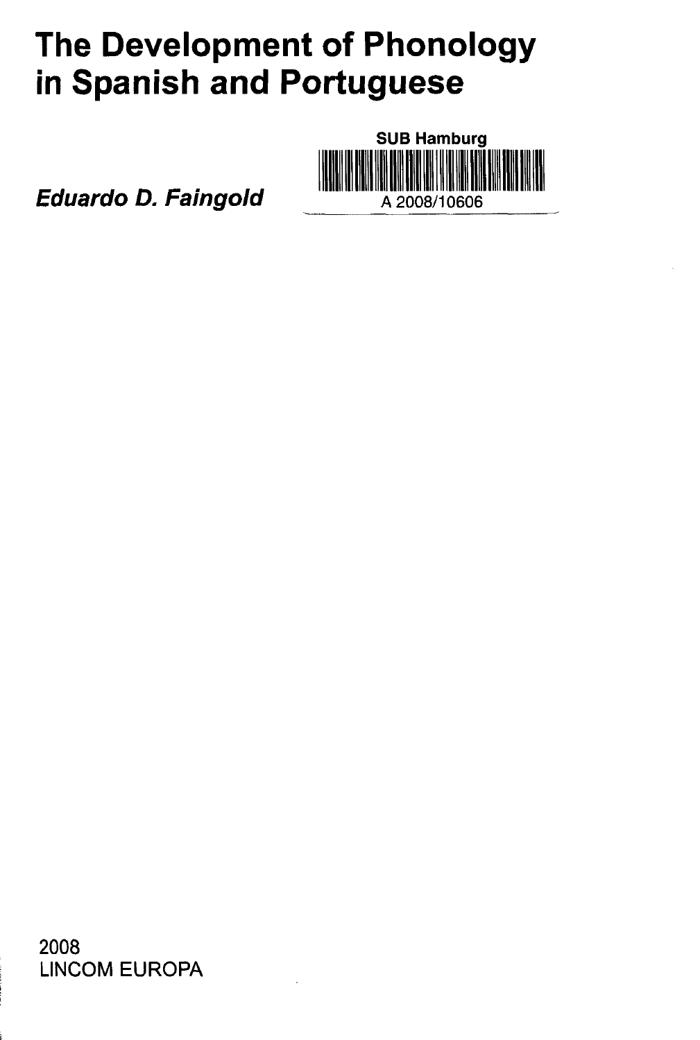# The Development of Phonology in Spanish and Portuguese

SUB Hamburg

A 2008/10606

*Eduardo D. Faingold*

2008
LINCOM EUROPA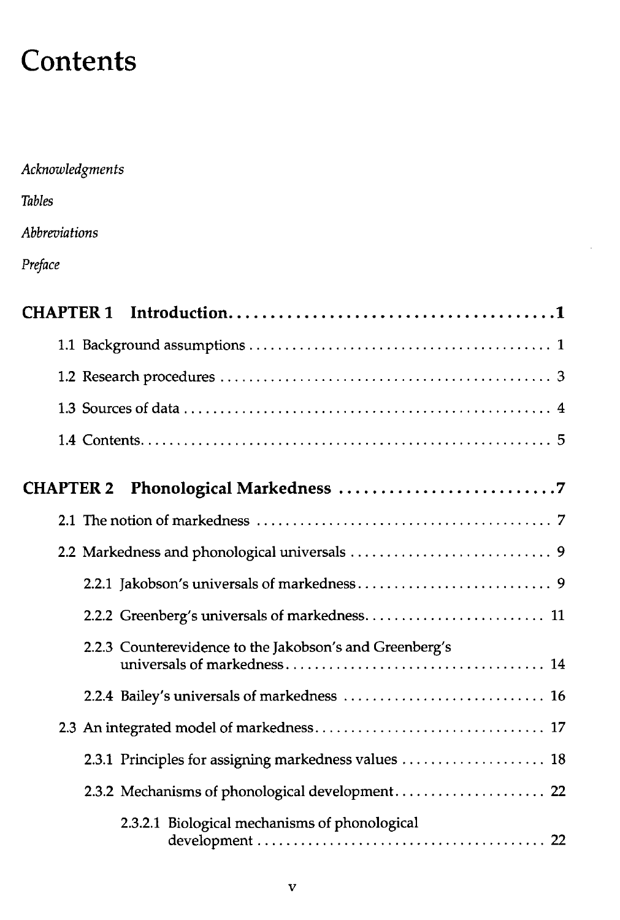# Contents

*Acknowledgments*

*Tables*

*Abbreviations*

*Preface*

**CHAPTER 1 Introduction .......................................... 1**

1.1 Background assumptions .......................................... 1

1.2 Research procedures .......................................... 3

1.3 Sources of data .......................................... 4

1.4 Contents .......................................... 5

**CHAPTER 2 Phonological Markedness .......................................... 7**

2.1 The notion of markedness .......................................... 7

2.2 Markedness and phonological universals .......................................... 9

2.2.1 Jakobson's universals of markedness .......................................... 9

2.2.2 Greenberg's universals of markedness .......................................... 11

2.2.3 Counterevidence to the Jakobson's and Greenberg's universals of markedness .......................................... 14

2.2.4 Bailey's universals of markedness .......................................... 16

2.3 An integrated model of markedness .......................................... 17

2.3.1 Principles for assigning markedness values .......................................... 18

2.3.2 Mechanisms of phonological development .......................................... 22

2.3.2.1 Biological mechanisms of phonological development .......................................... 22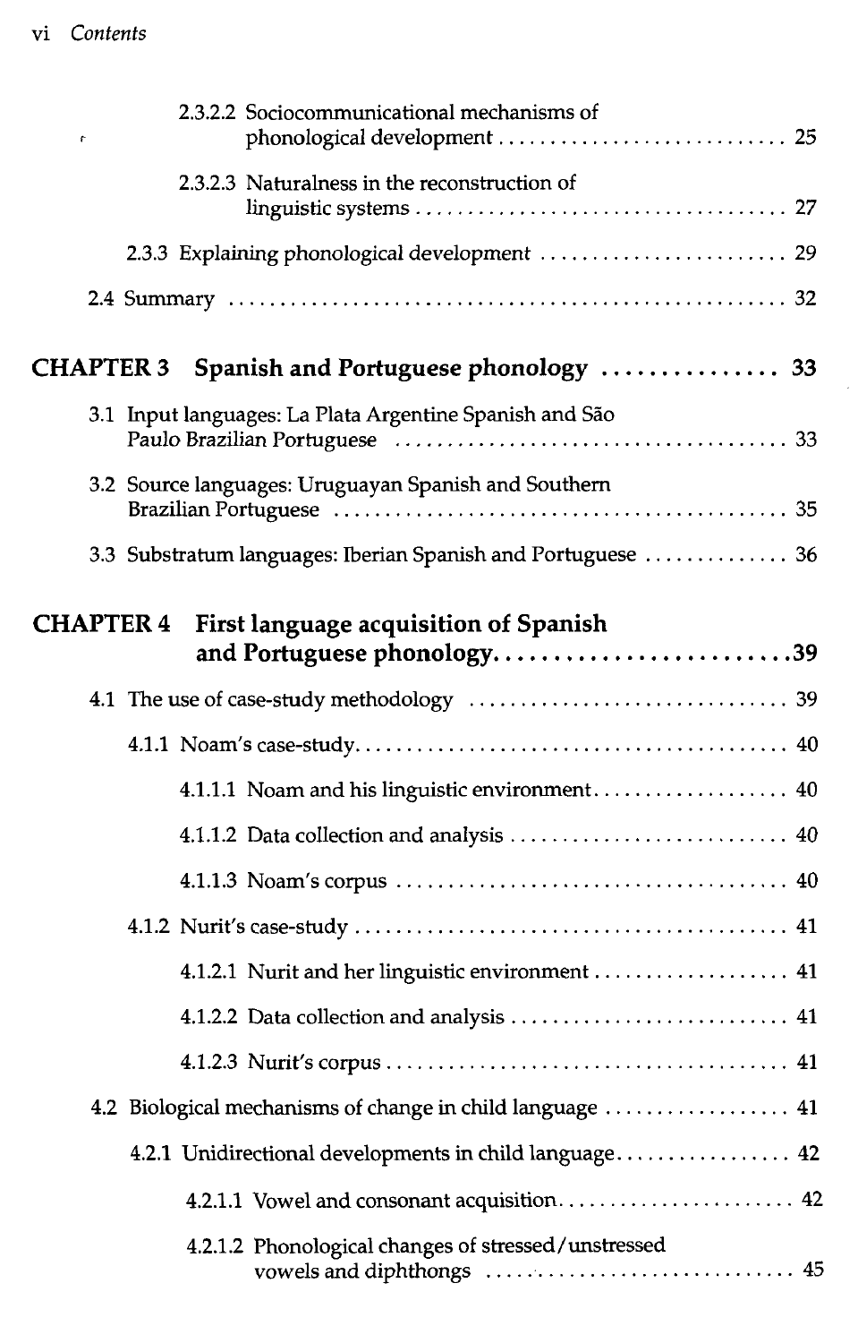2.3.2.2 Sociocommunicational mechanisms of phonological development ............................ 25

2.3.2.3 Naturalness in the reconstruction of linguistic systems ..................................... 27

2.3.3 Explaining phonological development ......................... 29

2.4 Summary ...................................................... 32

## CHAPTER 3 Spanish and Portuguese phonology ............... 33

3.1 Input languages: La Plata Argentine Spanish and São Paulo Brazilian Portuguese ...................................... 33

3.2 Source languages: Uruguayan Spanish and Southern Brazilian Portuguese ............................................ 35

3.3 Substratum languages: Iberian Spanish and Portuguese .............. 36

## CHAPTER 4 First language acquisition of Spanish and Portuguese phonology.........................39

4.1 The use of case-study methodology ............................... 39

4.1.1 Noam's case-study.......................................... 40

4.1.1.1 Noam and his linguistic environment................... 40

4.1.1.2 Data collection and analysis ........................... 40

4.1.1.3 Noam's corpus ...................................... 40

4.1.2 Nurit's case-study ........................................... 41

4.1.2.1 Nurit and her linguistic environment ................... 41

4.1.2.2 Data collection and analysis ........................... 41

4.1.2.3 Nurit's corpus ....................................... 41

4.2 Biological mechanisms of change in child language .................. 41

4.2.1 Unidirectional developments in child language................. 42

4.2.1.1 Vowel and consonant acquisition....................... 42

4.2.1.2 Phonological changes of stressed/unstressed vowels and diphthongs ............................ 45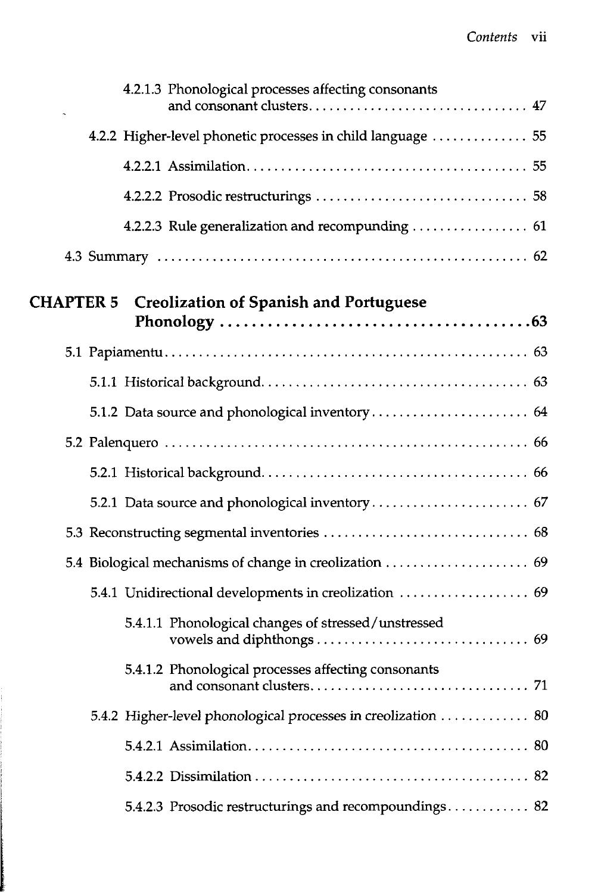4.2.1.3 Phonological processes affecting consonants and consonant clusters ........ 47

4.2.2 Higher-level phonetic processes in child language ........ 55

4.2.2.1 Assimilation ........ 55

4.2.2.2 Prosodic restructurings ........ 58

4.2.2.3 Rule generalization and recompunding ........ 61

4.3 Summary ........ 62

## CHAPTER 5 Creolization of Spanish and Portuguese Phonology ........ 63

5.1 Papiamentu ........ 63

5.1.1 Historical background ........ 63

5.1.2 Data source and phonological inventory ........ 64

5.2 Palenquero ........ 66

5.2.1 Historical background ........ 66

5.2.1 Data source and phonological inventory ........ 67

5.3 Reconstructing segmental inventories ........ 68

5.4 Biological mechanisms of change in creolization ........ 69

5.4.1 Unidirectional developments in creolization ........ 69

5.4.1.1 Phonological changes of stressed/unstressed vowels and diphthongs ........ 69

5.4.1.2 Phonological processes affecting consonants and consonant clusters ........ 71

5.4.2 Higher-level phonological processes in creolization ........ 80

5.4.2.1 Assimilation ........ 80

5.4.2.2 Dissimilation ........ 82

5.4.2.3 Prosodic restructurings and recompoundings ........ 82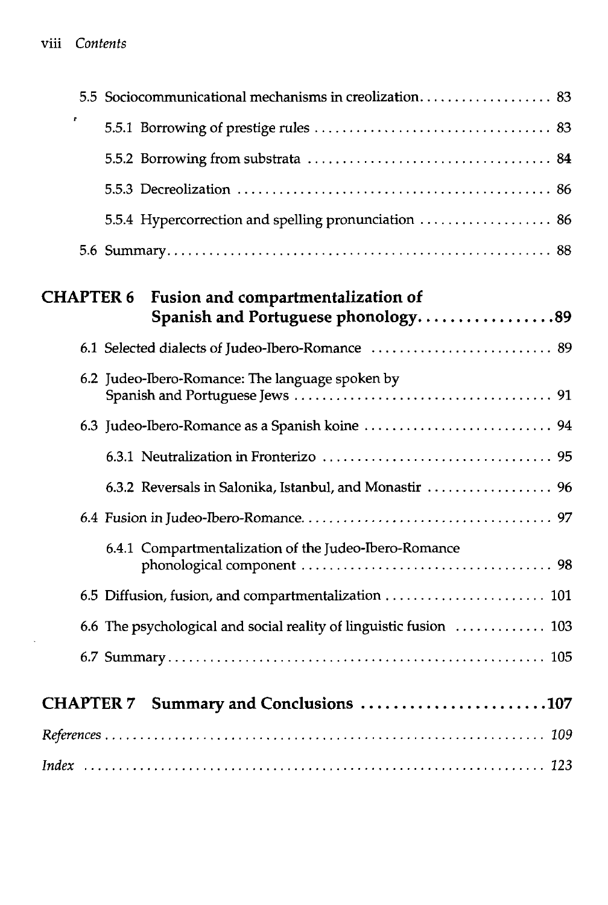5.5 Sociocommunicational mechanisms in creolization .................. 83

- 5.5.1 Borrowing of prestige rules .................................. 83
- 5.5.2 Borrowing from substrata ..................................... 84
- 5.5.3 Decreolization ............................................... 86
- 5.5.4 Hypercorrection and spelling pronunciation ................... 86

5.6 Summary ........................................................... 88

## CHAPTER 6 Fusion and compartmentalization of Spanish and Portuguese phonology .................. 89

6.1 Selected dialects of Judeo-Ibero-Romance .......................... 89

6.2 Judeo-Ibero-Romance: The language spoken by Spanish and Portuguese Jews ..................................... 91

6.3 Judeo-Ibero-Romance as a Spanish koine ............................ 94

- 6.3.1 Neutralization in Fronterizo ................................. 95
- 6.3.2 Reversals in Salonika, Istanbul, and Monastir ................ 96

6.4 Fusion in Judeo-Ibero-Romance ..................................... 97

- 6.4.1 Compartmentalization of the Judeo-Ibero-Romance phonological component ..................................... 98

6.5 Diffusion, fusion, and compartmentalization ....................... 101

6.6 The psychological and social reality of linguistic fusion ......... 103

6.7 Summary ........................................................... 105

## CHAPTER 7 Summary and Conclusions ........................ 107

*References* .......................................................... *109*

*Index* ............................................................... *123*